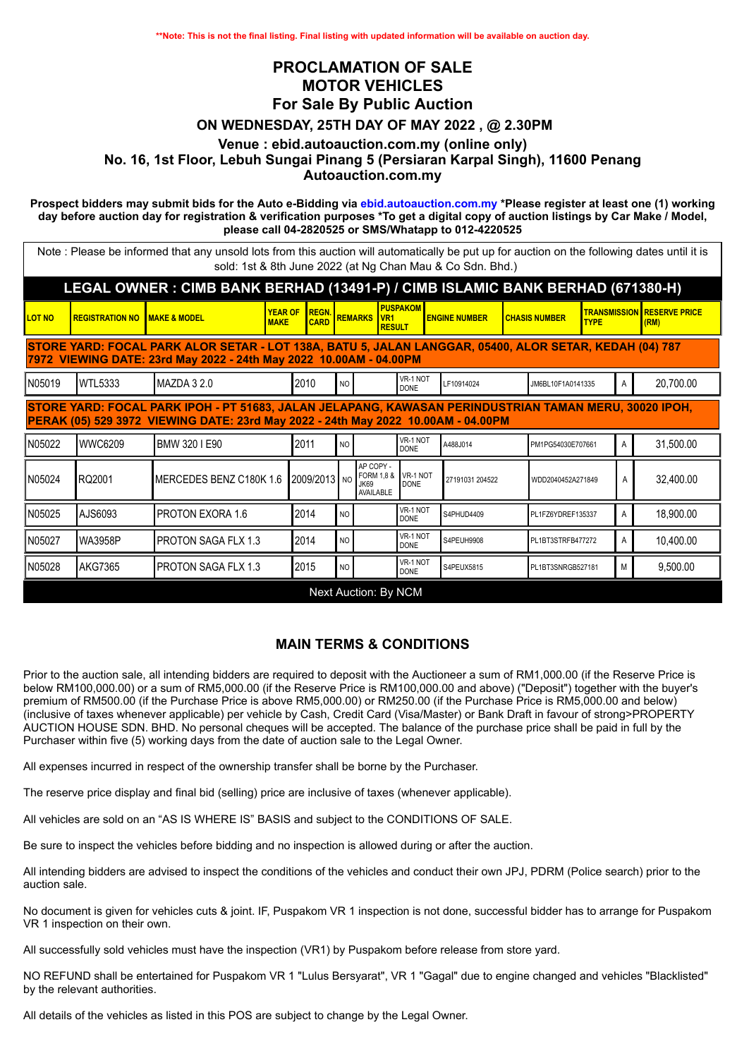**Note: This is not the final listing. Final listing with updated information will be available on auction day.

# PROCLAMATION OF SALE
# MOTOR VEHICLES
# For Sale By Public Auction

### ON WEDNESDAY, 25TH DAY OF MAY 2022 , @ 2.30PM

### Venue : ebid.autoauction.com.my (online only)
### No. 16, 1st Floor, Lebuh Sungai Pinang 5 (Persiaran Karpal Singh), 11600 Penang
### Autoauction.com.my

**Prospect bidders may submit bids for the Auto e-Bidding via ebid.autoauction.com.my *Please register at least one (1) working day before auction day for registration & verification purposes *To get a digital copy of auction listings by Car Make / Model, please call 04-2820525 or SMS/Whatapp to 012-4220525**

Note : Please be informed that any unsold lots from this auction will automatically be put up for auction on the following dates until it is sold: 1st & 8th June 2022 (at Ng Chan Mau & Co Sdn. Bhd.)

## LEGAL OWNER : CIMB BANK BERHAD (13491-P) / CIMB ISLAMIC BANK BERHAD (671380-H)

| LOT NO | REGISTRATION NO | MAKE & MODEL | YEAR OF MAKE | REGN. CARD | REMARKS | PUSPAKOM VR1 RESULT | ENGINE NUMBER | CHASIS NUMBER | TRANSMISSION TYPE | RESERVE PRICE (RM) |
|---|---|---|---|---|---|---|---|---|---|---|
| **STORE YARD: FOCAL PARK ALOR SETAR - LOT 138A, BATU 5, JALAN LANGGAR, 05400, ALOR SETAR, KEDAH (04) 787 7972 VIEWING DATE: 23rd May 2022 - 24th May 2022 10.00AM - 04.00PM** | | | | | | | | | | |
| N05019 | WTL5333 | MAZDA 3 2.0 | 2010 | NO | | VR-1 NOT DONE | LF10914024 | JM6BL10F1A0141335 | A | 20,700.00 |
| **STORE YARD: FOCAL PARK IPOH - PT 51683, JALAN JELAPANG, KAWASAN PERINDUSTRIAN TAMAN MERU, 30020 IPOH, PERAK (05) 529 3972 VIEWING DATE: 23rd May 2022 - 24th May 2022 10.00AM - 04.00PM** | | | | | | | | | | |
| N05022 | WWC6209 | BMW 320 I E90 | 2011 | NO | | VR-1 NOT DONE | A488J014 | PM1PG54030E707661 | A | 31,500.00 |
| N05024 | RQ2001 | MERCEDES BENZ C180K 1.6 | 2009/2013 | NO | AP COPY - FORM 1,8 & JK69 AVAILABLE | VR-1 NOT DONE | 27191031 204522 | WDD2040452A271849 | A | 32,400.00 |
| N05025 | AJS6093 | PROTON EXORA 1.6 | 2014 | NO | | VR-1 NOT DONE | S4PHUD4409 | PL1FZ6YDREF135337 | A | 18,900.00 |
| N05027 | WA3958P | PROTON SAGA FLX 1.3 | 2014 | NO | | VR-1 NOT DONE | S4PEUH9908 | PL1BT3STRFB477272 | A | 10,400.00 |
| N05028 | AKG7365 | PROTON SAGA FLX 1.3 | 2015 | NO | | VR-1 NOT DONE | S4PEUX5815 | PL1BT3SNRGB527181 | M | 9,500.00 |

Next Auction: By NCM

## MAIN TERMS & CONDITIONS

Prior to the auction sale, all intending bidders are required to deposit with the Auctioneer a sum of RM1,000.00 (if the Reserve Price is below RM100,000.00) or a sum of RM5,000.00 (if the Reserve Price is RM100,000.00 and above) ("Deposit") together with the buyer's premium of RM500.00 (if the Purchase Price is above RM5,000.00) or RM250.00 (if the Purchase Price is RM5,000.00 and below) (inclusive of taxes whenever applicable) per vehicle by Cash, Credit Card (Visa/Master) or Bank Draft in favour of strong>PROPERTY AUCTION HOUSE SDN. BHD. No personal cheques will be accepted. The balance of the purchase price shall be paid in full by the Purchaser within five (5) working days from the date of auction sale to the Legal Owner.

All expenses incurred in respect of the ownership transfer shall be borne by the Purchaser.

The reserve price display and final bid (selling) price are inclusive of taxes (whenever applicable).

All vehicles are sold on an "AS IS WHERE IS" BASIS and subject to the CONDITIONS OF SALE.

Be sure to inspect the vehicles before bidding and no inspection is allowed during or after the auction.

All intending bidders are advised to inspect the conditions of the vehicles and conduct their own JPJ, PDRM (Police search) prior to the auction sale.

No document is given for vehicles cuts & joint. IF, Puspakom VR 1 inspection is not done, successful bidder has to arrange for Puspakom VR 1 inspection on their own.

All successfully sold vehicles must have the inspection (VR1) by Puspakom before release from store yard.

NO REFUND shall be entertained for Puspakom VR 1 "Lulus Bersyarat", VR 1 "Gagal" due to engine changed and vehicles "Blacklisted" by the relevant authorities.

All details of the vehicles as listed in this POS are subject to change by the Legal Owner.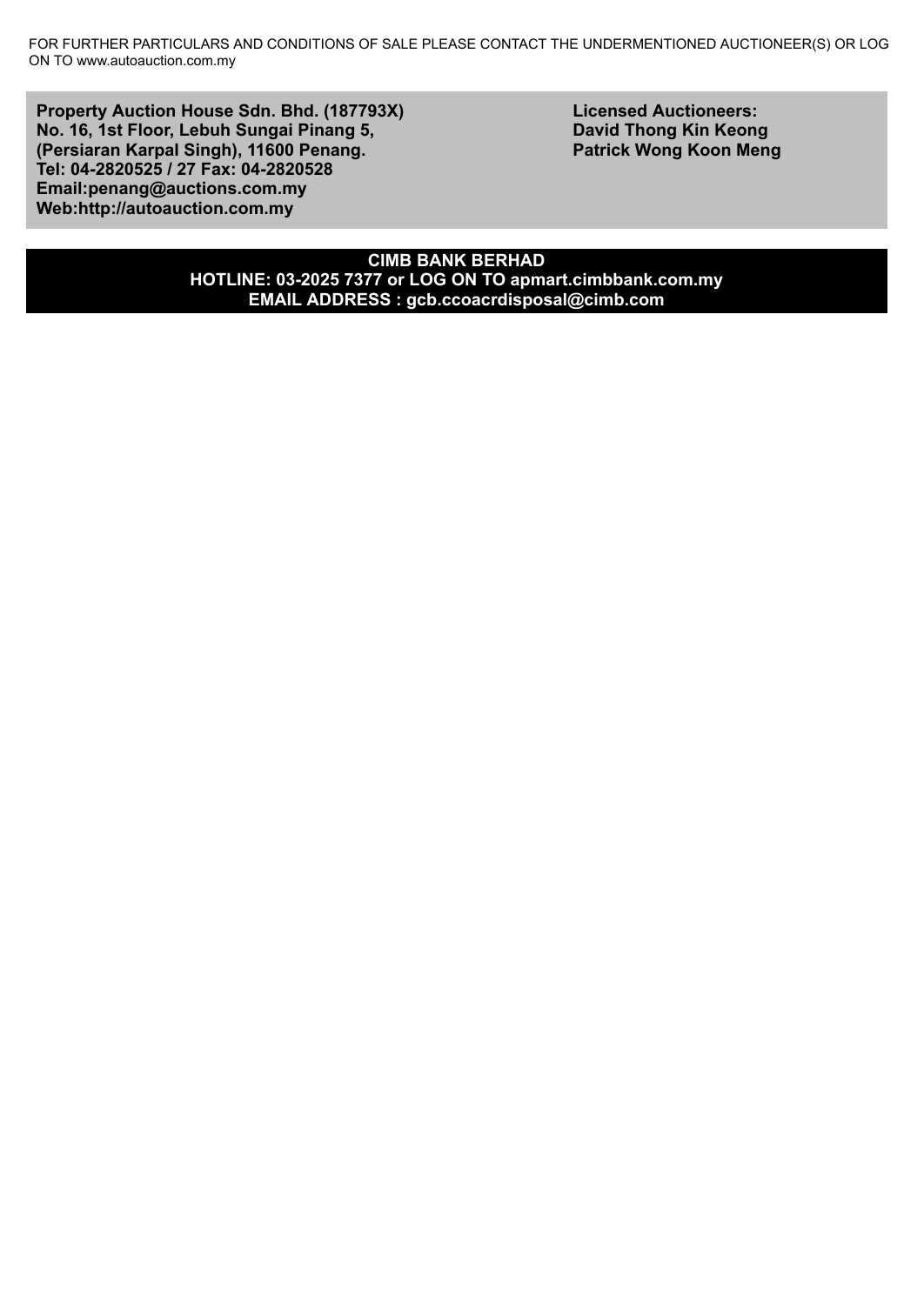FOR FURTHER PARTICULARS AND CONDITIONS OF SALE PLEASE CONTACT THE UNDERMENTIONED AUCTIONEER(S) OR LOG ON TO www.autoauction.com.my

**Property Auction House Sdn. Bhd. (187793X)**
**No. 16, 1st Floor, Lebuh Sungai Pinang 5,**
**(Persiaran Karpal Singh), 11600 Penang.**
**Tel: 04-2820525 / 27 Fax: 04-2820528**
**Email:penang@auctions.com.my**
**Web:http://autoauction.com.my**

**Licensed Auctioneers:**
**David Thong Kin Keong**
**Patrick Wong Koon Meng**

**CIMB BANK BERHAD**
**HOTLINE: 03-2025 7377 or LOG ON TO apmart.cimbbank.com.my**
**EMAIL ADDRESS : gcb.ccoacrdisposal@cimb.com**